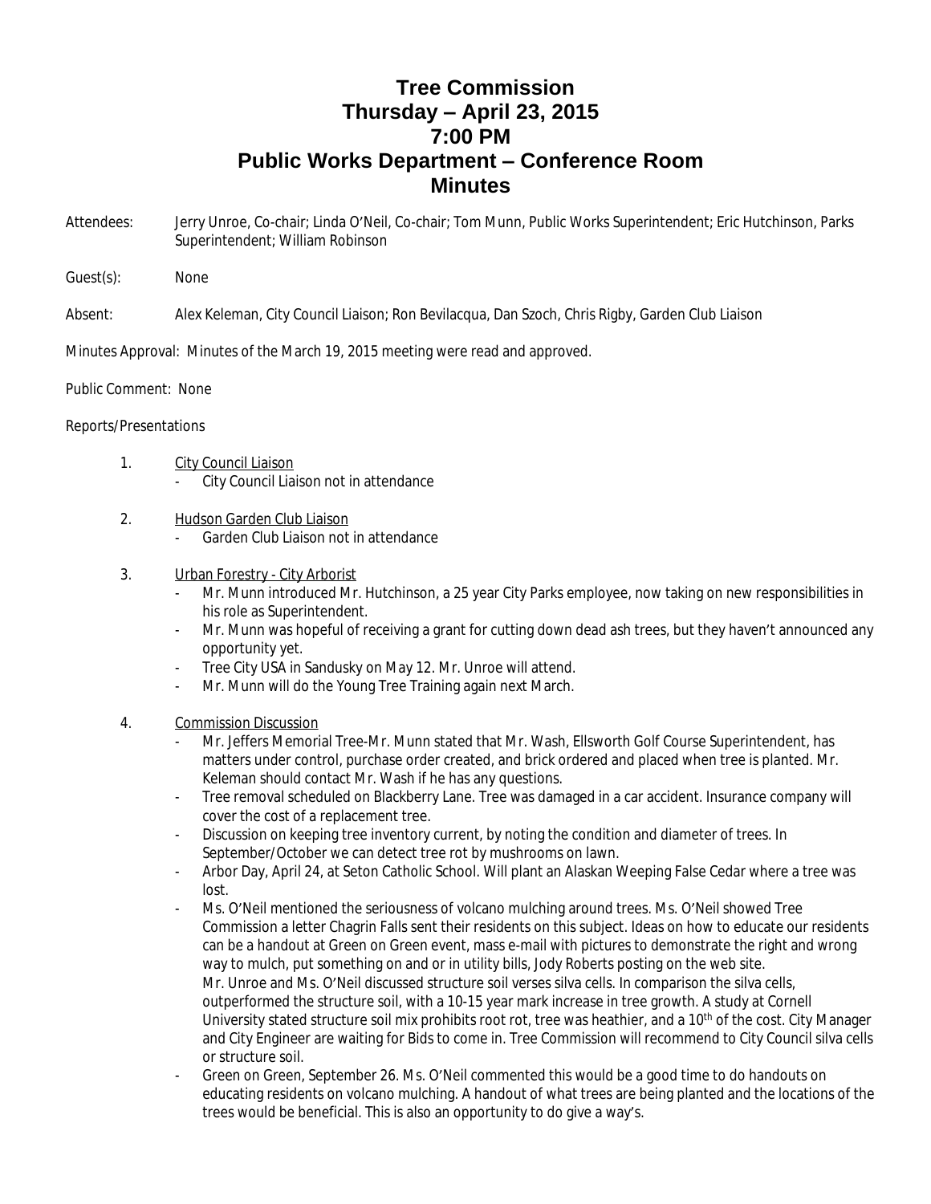# Tree Commission
# Thursday – April 23, 2015
# 7:00 PM
# Public Works Department – Conference Room
# Minutes

Attendees: Jerry Unroe, Co-chair; Linda O'Neil, Co-chair; Tom Munn, Public Works Superintendent; Eric Hutchinson, Parks Superintendent; William Robinson

Guest(s): None

Absent: Alex Keleman, City Council Liaison; Ron Bevilacqua, Dan Szoch, Chris Rigby, Garden Club Liaison

Minutes Approval: Minutes of the March 19, 2015 meeting were read and approved.

Public Comment: None

Reports/Presentations

1. City Council Liaison
   - City Council Liaison not in attendance

2. Hudson Garden Club Liaison
   - Garden Club Liaison not in attendance

3. Urban Forestry - City Arborist
   - Mr. Munn introduced Mr. Hutchinson, a 25 year City Parks employee, now taking on new responsibilities in his role as Superintendent.
   - Mr. Munn was hopeful of receiving a grant for cutting down dead ash trees, but they haven't announced any opportunity yet.
   - Tree City USA in Sandusky on May 12. Mr. Unroe will attend.
   - Mr. Munn will do the Young Tree Training again next March.

4. Commission Discussion
   - Mr. Jeffers Memorial Tree-Mr. Munn stated that Mr. Wash, Ellsworth Golf Course Superintendent, has matters under control, purchase order created, and brick ordered and placed when tree is planted. Mr. Keleman should contact Mr. Wash if he has any questions.
   - Tree removal scheduled on Blackberry Lane. Tree was damaged in a car accident. Insurance company will cover the cost of a replacement tree.
   - Discussion on keeping tree inventory current, by noting the condition and diameter of trees. In September/October we can detect tree rot by mushrooms on lawn.
   - Arbor Day, April 24, at Seton Catholic School. Will plant an Alaskan Weeping False Cedar where a tree was lost.
   - Ms. O'Neil mentioned the seriousness of volcano mulching around trees. Ms. O'Neil showed Tree Commission a letter Chagrin Falls sent their residents on this subject. Ideas on how to educate our residents can be a handout at Green on Green event, mass e-mail with pictures to demonstrate the right and wrong way to mulch, put something on and or in utility bills, Jody Roberts posting on the web site.
     Mr. Unroe and Ms. O'Neil discussed structure soil verses silva cells. In comparison the silva cells, outperformed the structure soil, with a 10-15 year mark increase in tree growth. A study at Cornell University stated structure soil mix prohibits root rot, tree was heathier, and a 10th of the cost. City Manager and City Engineer are waiting for Bids to come in. Tree Commission will recommend to City Council silva cells or structure soil.
   - Green on Green, September 26. Ms. O'Neil commented this would be a good time to do handouts on educating residents on volcano mulching. A handout of what trees are being planted and the locations of the trees would be beneficial. This is also an opportunity to do give a way's.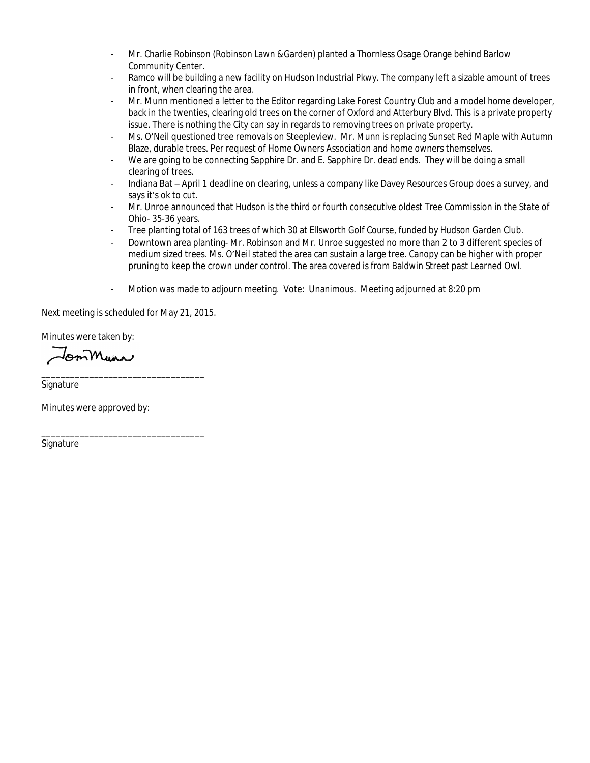- Mr. Charlie Robinson (Robinson Lawn &Garden) planted a Thornless Osage Orange behind Barlow Community Center.
- Ramco will be building a new facility on Hudson Industrial Pkwy. The company left a sizable amount of trees in front, when clearing the area.
- Mr. Munn mentioned a letter to the Editor regarding Lake Forest Country Club and a model home developer, back in the twenties, clearing old trees on the corner of Oxford and Atterbury Blvd. This is a private property issue. There is nothing the City can say in regards to removing trees on private property.
- Ms. O'Neil questioned tree removals on Steepleview. Mr. Munn is replacing Sunset Red Maple with Autumn Blaze, durable trees. Per request of Home Owners Association and home owners themselves.
- We are going to be connecting Sapphire Dr. and E. Sapphire Dr. dead ends. They will be doing a small clearing of trees.
- Indiana Bat – April 1 deadline on clearing, unless a company like Davey Resources Group does a survey, and says it's ok to cut.
- Mr. Unroe announced that Hudson is the third or fourth consecutive oldest Tree Commission in the State of Ohio- 35-36 years.
- Tree planting total of 163 trees of which 30 at Ellsworth Golf Course, funded by Hudson Garden Club.
- Downtown area planting- Mr. Robinson and Mr. Unroe suggested no more than 2 to 3 different species of medium sized trees. Ms. O'Neil stated the area can sustain a large tree. Canopy can be higher with proper pruning to keep the crown under control. The area covered is from Baldwin Street past Learned Owl.
- Motion was made to adjourn meeting. Vote: Unanimous. Meeting adjourned at 8:20 pm

Next meeting is scheduled for May 21, 2015.

Minutes were taken by:

Tom Munn

___________________________________
Signature

Minutes were approved by:

___________________________________
Signature